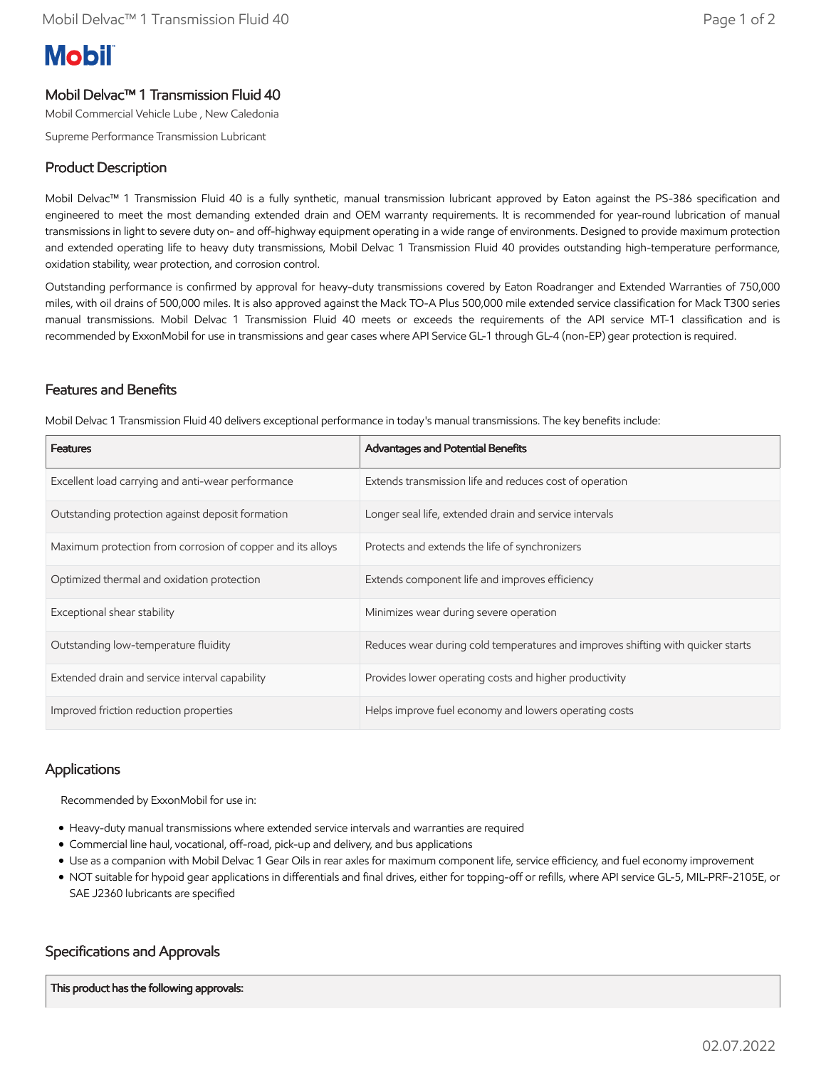# Mobil Delvac™ 1 Transmission Fluid 40

Mobil Commercial Vehicle Lube , New Caledonia

Supreme Performance Transmission Lubricant

## Product Description

Mobil Delvac™ 1 Transmission Fluid 40 is a fully synthetic, manual transmission lubricant approved by Eaton against the PS-386 specification and engineered to meet the most demanding extended drain and OEM warranty requirements. It is recommended for year-round lubrication of manual transmissions in light to severe duty on- and off-highway equipment operating in a wide range of environments. Designed to provide maximum protection and extended operating life to heavy duty transmissions, Mobil Delvac 1 Transmission Fluid 40 provides outstanding high-temperature performance, oxidation stability, wear protection, and corrosion control.

Outstanding performance is confirmed by approval for heavy-duty transmissions covered by Eaton Roadranger and Extended Warranties of 750,000 miles, with oil drains of 500,000 miles. It is also approved against the Mack TO-A Plus 500,000 mile extended service classification for Mack T300 series manual transmissions. Mobil Delvac 1 Transmission Fluid 40 meets or exceeds the requirements of the API service MT-1 classification and is recommended by ExxonMobil for use in transmissions and gear cases where API Service GL-1 through GL-4 (non-EP) gear protection is required.

## Features and Benefits

Mobil Delvac 1 Transmission Fluid 40 delivers exceptional performance in today's manual transmissions. The key benefits include:

| Features | Advantages and Potential Benefits |
|---|---|
| Excellent load carrying and anti-wear performance | Extends transmission life and reduces cost of operation |
| Outstanding protection against deposit formation | Longer seal life, extended drain and service intervals |
| Maximum protection from corrosion of copper and its alloys | Protects and extends the life of synchronizers |
| Optimized thermal and oxidation protection | Extends component life and improves efficiency |
| Exceptional shear stability | Minimizes wear during severe operation |
| Outstanding low-temperature fluidity | Reduces wear during cold temperatures and improves shifting with quicker starts |
| Extended drain and service interval capability | Provides lower operating costs and higher productivity |
| Improved friction reduction properties | Helps improve fuel economy and lowers operating costs |

## Applications

Recommended by ExxonMobil for use in:

- Heavy-duty manual transmissions where extended service intervals and warranties are required
- Commercial line haul, vocational, off-road, pick-up and delivery, and bus applications
- Use as a companion with Mobil Delvac 1 Gear Oils in rear axles for maximum component life, service efficiency, and fuel economy improvement
- NOT suitable for hypoid gear applications in differentials and final drives, either for topping-off or refills, where API service GL-5, MIL-PRF-2105E, or SAE J2360 lubricants are specified

## Specifications and Approvals

| This product has the following approvals: |
|---|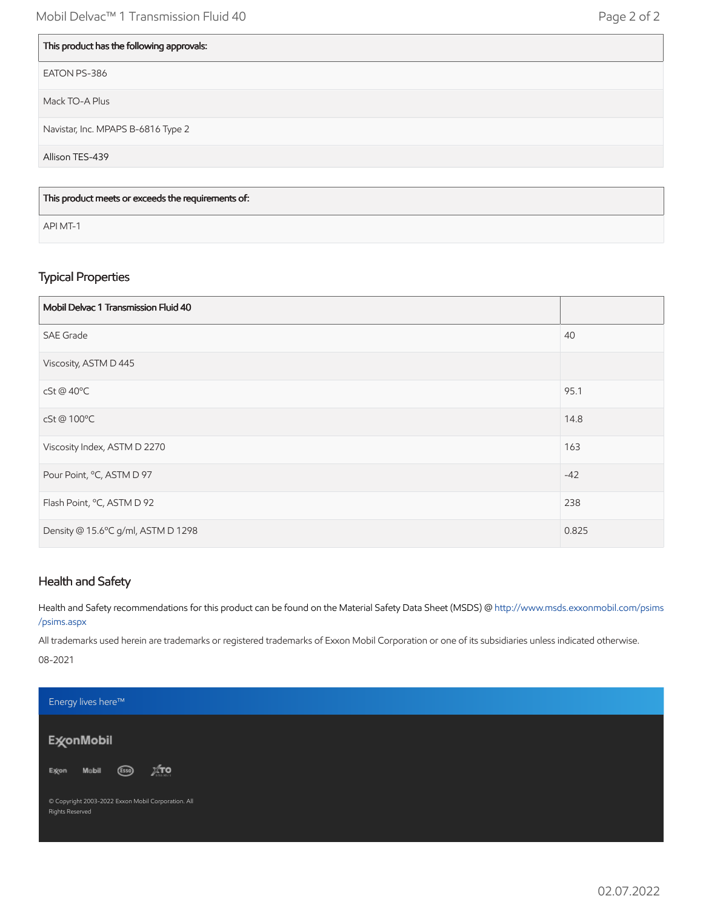| This product has the following approvals: |
| --- |
| EATON PS-386 |
| Mack TO-A Plus |
| Navistar, Inc. MPAPS B-6816 Type 2 |
| Allison TES-439 |

| This product meets or exceeds the requirements of: |
| --- |
| API MT-1 |

## Typical Properties

| Mobil Delvac 1 Transmission Fluid 40 | |
| --- | --- |
| SAE Grade | 40 |
| Viscosity, ASTM D 445 | |
| cSt @ 40ºC | 95.1 |
| cSt @ 100ºC | 14.8 |
| Viscosity Index, ASTM D 2270 | 163 |
| Pour Point, ºC, ASTM D 97 | -42 |
| Flash Point, ºC, ASTM D 92 | 238 |
| Density @ 15.6ºC g/ml, ASTM D 1298 | 0.825 |

## Health and Safety

Health and Safety recommendations for this product can be found on the Material Safety Data Sheet (MSDS) @ http://www.msds.exxonmobil.com/psims/psims.aspx

All trademarks used herein are trademarks or registered trademarks of Exxon Mobil Corporation or one of its subsidiaries unless indicated otherwise.

08-2021

Energy lives here™

ExxonMobil

Exxon Mobil Esso XTO

© Copyright 2003-2022 Exxon Mobil Corporation. All Rights Reserved

02.07.2022